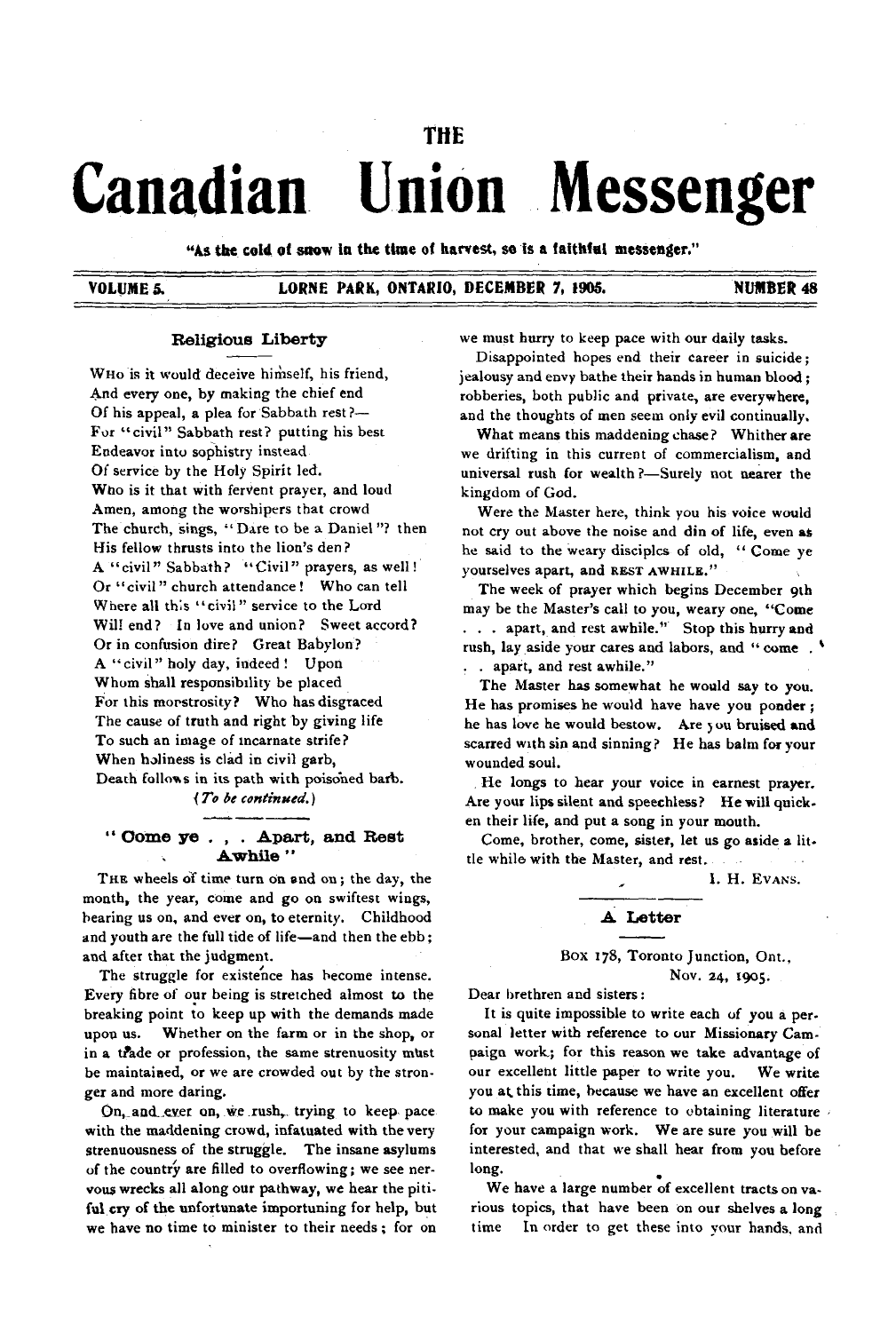# THE Canadian Union Messenger

"As the cold of snow in the time of harvest, so is a faithful messenger."

VOLUME 5. LORNE PARK, ONTARIO, DECEMBER 7, 1905. NUMBER 48

## Religious Liberty

WHO is it would deceive himself, his friend,
And every one, by making the chief end
Of his appeal, a plea for Sabbath rest?—
For "civil" Sabbath rest? putting his best
Endeavor into sophistry instead
Of service by the Holy Spirit led.
Who is it that with fervent prayer, and loud
Amen, among the worshipers that crowd
The church, sings, "Dare to be a Daniel"? then
His fellow thrusts into the lion's den?
A "civil" Sabbath? "Civil" prayers, as well!
Or "civil" church attendance! Who can tell
Where all this "civil" service to the Lord
Will end? In love and union? Sweet accord?
Or in confusion dire? Great Babylon?
A "civil" holy day, indeed! Upon
Whom shall responsibility be placed
For this monstrosity? Who has disgraced
The cause of truth and right by giving life
To such an image of incarnate strife?
When holiness is clad in civil garb,
Death follows in its path with poisoned barb.

*(To be continued.)*

## "Come ye . . . Apart, and Rest Awhile"

THE wheels of time turn on and on; the day, the month, the year, come and go on swiftest wings, bearing us on, and ever on, to eternity. Childhood and youth are the full tide of life—and then the ebb; and after that the judgment.

The struggle for existence has become intense. Every fibre of our being is stretched almost to the breaking point to keep up with the demands made upon us. Whether on the farm or in the shop, or in a trade or profession, the same strenuosity must be maintained, or we are crowded out by the stronger and more daring.

On, and ever on, we rush, trying to keep pace with the maddening crowd, infatuated with the very strenuousness of the struggle. The insane asylums of the country are filled to overflowing; we see nervous wrecks all along our pathway, we hear the pitiful cry of the unfortunate importuning for help, but we have no time to minister to their needs; for on we must hurry to keep pace with our daily tasks.

Disappointed hopes end their career in suicide; jealousy and envy bathe their hands in human blood; robberies, both public and private, are everywhere, and the thoughts of men seem only evil continually.

What means this maddening chase? Whither are we drifting in this current of commercialism, and universal rush for wealth?—Surely not nearer the kingdom of God.

Were the Master here, think you his voice would not cry out above the noise and din of life, even as he said to the weary disciples of old, "Come ye yourselves apart, and REST AWHILE."

The week of prayer which begins December 9th may be the Master's call to you, weary one, "Come . . . apart, and rest awhile." Stop this hurry and rush, lay aside your cares and labors, and "come . . . apart, and rest awhile."

The Master has somewhat he would say to you. He has promises he would have have you ponder; he has love he would bestow. Are you bruised and scarred with sin and sinning? He has balm for your wounded soul.

He longs to hear your voice in earnest prayer. Are your lips silent and speechless? He will quicken their life, and put a song in your mouth.

Come, brother, come, sister, let us go aside a little while with the Master, and rest.

I. H. EVANS.

## A Letter

Box 178, Toronto Junction, Ont.,
Nov. 24, 1905.

Dear brethren and sisters:

It is quite impossible to write each of you a personal letter with reference to our Missionary Campaign work; for this reason we take advantage of our excellent little paper to write you. We write you at this time, because we have an excellent offer to make you with reference to obtaining literature for your campaign work. We are sure you will be interested, and that we shall hear from you before long.

We have a large number of excellent tracts on various topics, that have been on our shelves a long time In order to get these into your hands, and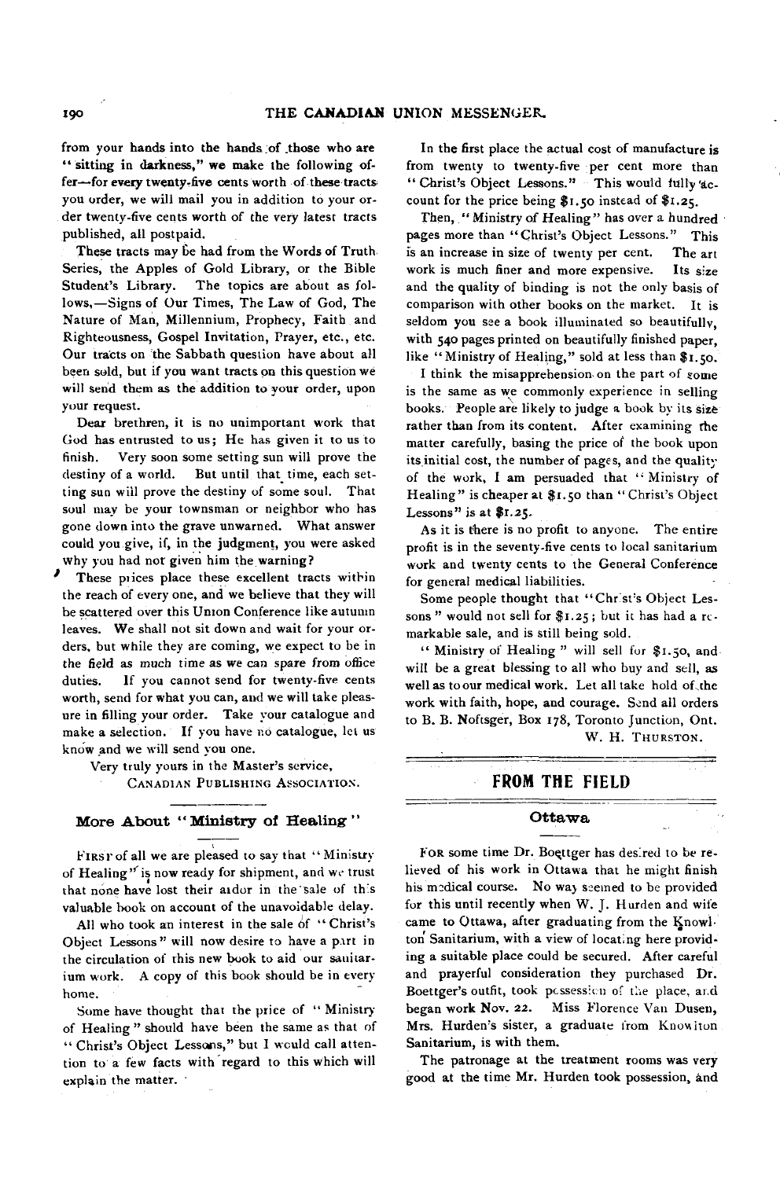from your hands into the hands of those who are "sitting in darkness," we make the following offer—for every twenty-five cents worth of these tracts you order, we will mail you in addition to your order twenty-five cents worth of the very latest tracts published, all postpaid.

These tracts may be had from the Words of Truth Series, the Apples of Gold Library, or the Bible Student's Library. The topics are about as follows,—Signs of Our Times, The Law of God, The Nature of Man, Millennium, Prophecy, Faith and Righteousness, Gospel Invitation, Prayer, etc., etc. Our tracts on the Sabbath question have about all been sold, but if you want tracts on this question we will send them as the addition to your order, upon your request.

Dear brethren, it is no unimportant work that God has entrusted to us; He has given it to us to finish. Very soon some setting sun will prove the destiny of a world. But until that time, each setting sun will prove the destiny of some soul. That soul may be your townsman or neighbor who has gone down into the grave unwarned. What answer could you give, if, in the judgment, you were asked why you had not given him the warning?

These prices place these excellent tracts within the reach of every one, and we believe that they will be scattered over this Union Conference like autumn leaves. We shall not sit down and wait for your orders, but while they are coming, we expect to be in the field as much time as we can spare from office duties. If you cannot send for twenty-five cents worth, send for what you can, and we will take pleasure in filling your order. Take your catalogue and make a selection. If you have no catalogue, let us know and we will send you one.

Very truly yours in the Master's service,

CANADIAN PUBLISHING ASSOCIATION.

## More About "Ministry of Healing"

FIRST of all we are pleased to say that "Ministry of Healing" is now ready for shipment, and we trust that none have lost their ardor in the sale of this valuable book on account of the unavoidable delay.

All who took an interest in the sale of "Christ's Object Lessons" will now desire to have a part in the circulation of this new book to aid our sanitarium work. A copy of this book should be in every home.

Some have thought that the price of "Ministry of Healing" should have been the same as that of "Christ's Object Lessons," but I would call attention to a few facts with regard to this which will explain the matter.

In the first place the actual cost of manufacture is from twenty to twenty-five per cent more than "Christ's Object Lessons." This would fully account for the price being $1.50 instead of $1.25.

Then, "Ministry of Healing" has over a hundred pages more than "Christ's Object Lessons." This is an increase in size of twenty per cent. The art work is much finer and more expensive. Its size and the quality of binding is not the only basis of comparison with other books on the market. It is seldom you see a book illuminated so beautifully, with 540 pages printed on beautifully finished paper, like "Ministry of Healing," sold at less than $1.50.

I think the misapprehension on the part of some is the same as we commonly experience in selling books. People are likely to judge a book by its size rather than from its content. After examining the matter carefully, basing the price of the book upon its initial cost, the number of pages, and the quality of the work, I am persuaded that "Ministry of Healing" is cheaper at $1.50 than "Christ's Object Lessons" is at $1.25.

As it is there is no profit to anyone. The entire profit is in the seventy-five cents to local sanitarium work and twenty cents to the General Conference for general medical liabilities.

Some people thought that "Christ's Object Lessons" would not sell for $1.25; but it has had a remarkable sale, and is still being sold.

"Ministry of Healing" will sell for $1.50, and will be a great blessing to all who buy and sell, as well as to our medical work. Let all take hold of the work with faith, hope, and courage. Send all orders to B. B. Noftsger, Box 178, Toronto Junction, Ont.

W. H. THURSTON.

# FROM THE FIELD

## Ottawa

FOR some time Dr. Boettger has desired to be relieved of his work in Ottawa that he might finish his medical course. No way seemed to be provided for this until recently when W. J. Hurden and wife came to Ottawa, after graduating from the Knowlton Sanitarium, with a view of locating here providing a suitable place could be secured. After careful and prayerful consideration they purchased Dr. Boettger's outfit, took possession of the place, and began work Nov. 22. Miss Florence Van Dusen, Mrs. Hurden's sister, a graduate from Knowlton Sanitarium, is with them.

The patronage at the treatment rooms was very good at the time Mr. Hurden took possession, and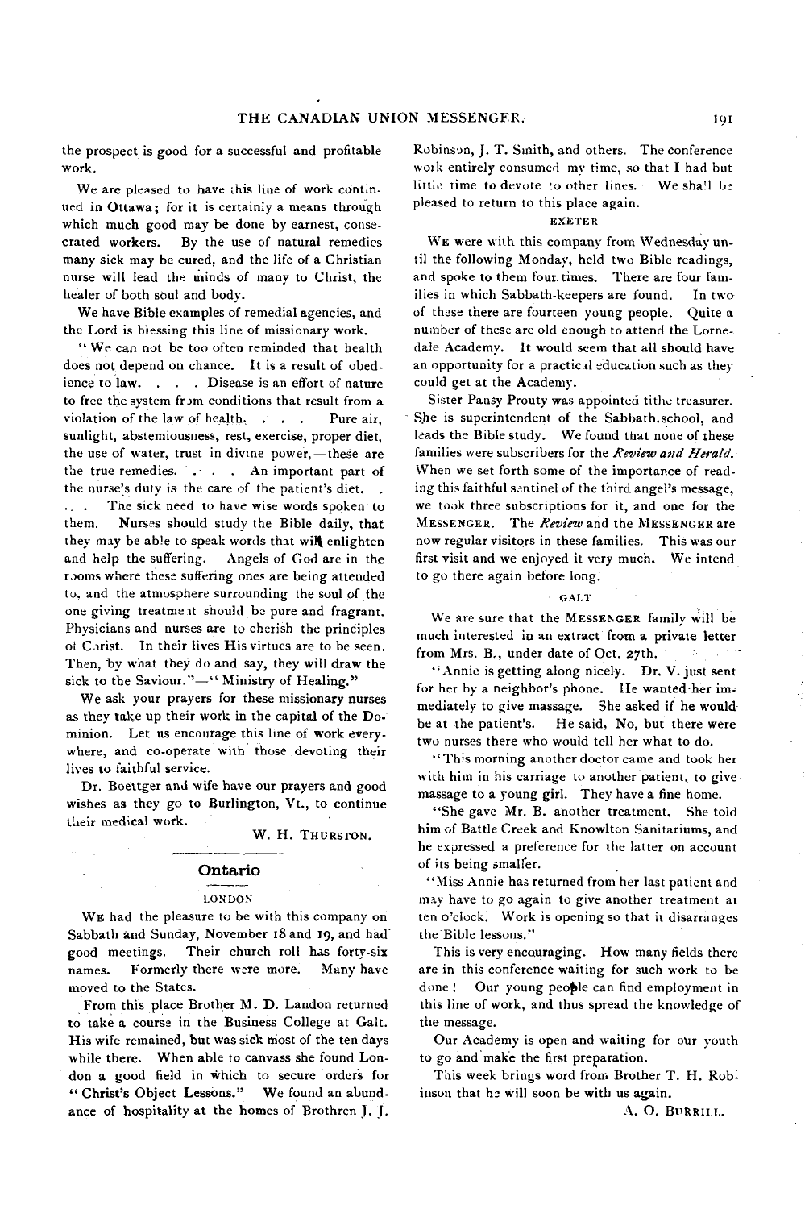the prospect is good for a successful and profitable work.

We are pleased to have this line of work continued in Ottawa; for it is certainly a means through which much good may be done by earnest, consecrated workers. By the use of natural remedies many sick may be cured, and the life of a Christian nurse will lead the minds of many to Christ, the healer of both soul and body.

We have Bible examples of remedial agencies, and the Lord is blessing this line of missionary work.

"We can not be too often reminded that health does not depend on chance. It is a result of obedience to law. . . . Disease is an effort of nature to free the system from conditions that result from a violation of the law of health. . . . Pure air, sunlight, abstemiousness, rest, exercise, proper diet, the use of water, trust in divine power,—these are the true remedies. . . . An important part of the nurse's duty is the care of the patient's diet. . . . The sick need to have wise words spoken to them. Nurses should study the Bible daily, that they may be able to speak words that will enlighten and help the suffering. Angels of God are in the rooms where these suffering ones are being attended to, and the atmosphere surrounding the soul of the one giving treatment should be pure and fragrant. Physicians and nurses are to cherish the principles of Christ. In their lives His virtues are to be seen. Then, by what they do and say, they will draw the sick to the Saviour."—"Ministry of Healing."

We ask your prayers for these missionary nurses as they take up their work in the capital of the Dominion. Let us encourage this line of work everywhere, and co-operate with those devoting their lives to faithful service.

Dr. Boettger and wife have our prayers and good wishes as they go to Burlington, Vt., to continue their medical work.

W. H. THURSTON.

## Ontario

### LONDON

WE had the pleasure to be with this company on Sabbath and Sunday, November 18 and 19, and had good meetings. Their church roll has forty-six names. Formerly there were more. Many have moved to the States.

From this place Brother M. D. Landon returned to take a course in the Business College at Galt. His wife remained, but was sick most of the ten days while there. When able to canvass she found London a good field in which to secure orders for "Christ's Object Lessons." We found an abundance of hospitality at the homes of Brethren J. J. Robinson, J. T. Smith, and others. The conference work entirely consumed my time, so that I had but little time to devote to other lines. We shall be pleased to return to this place again.

### EXETER

WE were with this company from Wednesday until the following Monday, held two Bible readings, and spoke to them four times. There are four families in which Sabbath-keepers are found. In two of these there are fourteen young people. Quite a number of these are old enough to attend the Lornedale Academy. It would seem that all should have an opportunity for a practical education such as they could get at the Academy.

Sister Pansy Prouty was appointed tithe treasurer. She is superintendent of the Sabbath-school, and leads the Bible study. We found that none of these families were subscribers for the *Review and Herald*. When we set forth some of the importance of reading this faithful sentinel of the third angel's message, we took three subscriptions for it, and one for the MESSENGER. The *Review* and the MESSENGER are now regular visitors in these families. This was our first visit and we enjoyed it very much. We intend to go there again before long.

### GALT

We are sure that the MESSENGER family will be much interested in an extract from a private letter from Mrs. B., under date of Oct. 27th.

"Annie is getting along nicely. Dr. V. just sent for her by a neighbor's phone. He wanted her immediately to give massage. She asked if he would be at the patient's. He said, No, but there were two nurses there who would tell her what to do.

"This morning another doctor came and took her with him in his carriage to another patient, to give massage to a young girl. They have a fine home.

"She gave Mr. B. another treatment. She told him of Battle Creek and Knowlton Sanitariums, and he expressed a preference for the latter on account of its being smaller.

"Miss Annie has returned from her last patient and may have to go again to give another treatment at ten o'clock. Work is opening so that it disarranges the Bible lessons."

This is very encouraging. How many fields there are in this conference waiting for such work to be done! Our young people can find employment in this line of work, and thus spread the knowledge of the message.

Our Academy is open and waiting for our youth to go and make the first preparation.

This week brings word from Brother T. H. Robinson that he will soon be with us again.

A. O. BURRILL.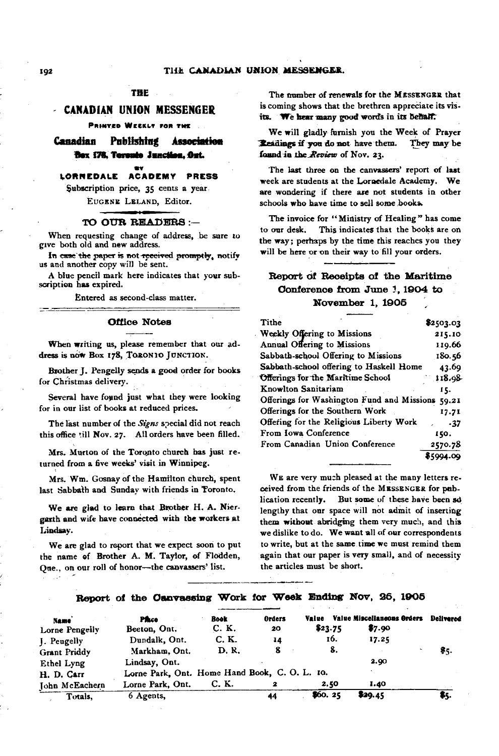## THE

# CANADIAN UNION MESSENGER

PRINTED WEEKLY FOR THE

**Canadian Publishing Association**

**Box 178, Toronto Junction, Ont.**

BY

**LORNEDALE ACADEMY PRESS**

Subscription price, 35 cents a year.

EUGENE LELAND, Editor.

### TO OUR READERS :—

When requesting change of address, be sure to give both old and new address.

In case the paper is not received promptly, notify us and another copy will be sent.

A blue pencil mark here indicates that your subscription has expired.

Entered as second-class matter.

### Office Notes

When writing us, please remember that our address is now Box 178, TORONTO JUNCTION.

Brother J. Pengelly sends a good order for books for Christmas delivery.

Several have found just what they were looking for in our list of books at reduced prices.

The last number of the *Signs* special did not reach this office till Nov. 27. All orders have been filled.

Mrs. Murton of the Toronto church has just returned from a five weeks' visit in Winnipeg.

Mrs. Wm. Gosnay of the Hamilton church, spent last Sabbath and Sunday with friends in Toronto.

We are glad to learn that Brother H. A. Niergarth and wife have connected with the workers at Lindsay.

We are glad to report that we expect soon to put the name of Brother A. M. Taylor, of Flodden, Que., on our roll of honor—the canvassers' list.

The number of renewals for the MESSENGER that is coming shows that the brethren appreciate its visits. We hear many good words in its behalf.

We will gladly furnish you the Week of Prayer Readings if you do not have them. They may be found in the *Review* of Nov. 23.

The last three on the canvassers' report of last week are students at the Lornedale Academy. We are wondering if there are not students in other schools who have time to sell some books.

The invoice for "Ministry of Healing" has come to our desk. This indicates that the books are on the way; perhaps by the time this reaches you they will be here or on their way to fill your orders.

### Report of Receipts of the Maritime Conference from June 1, 1904 to November 1, 1905

| | |
|---|---|
| Tithe | $2503.03 |
| Weekly Offering to Missions | 215.10 |
| Annual Offering to Missions | 119.66 |
| Sabbath-school Offering to Missions | 180.56 |
| Sabbath-school offering to Haskell Home | 43.69 |
| Offerings for the Maritime School | 118.98 |
| Knowlton Sanitariam | 15. |
| Offerings for Washington Fund and Missions | 59.21 |
| Offerings for the Southern Work | 17.71 |
| Offering for the Religious Liberty Work | .37 |
| From Iowa Conference | 150. |
| From Canadian Union Conference | 2570.78 |
| | $5994.09 |

WE are very much pleased at the many letters received from the friends of the MESSENGER for publication recently. But some of these have been so lengthy that our space will not admit of inserting them without abridging them very much, and this we dislike to do. We want all of our correspondents to write, but at the same time we must remind them again that our paper is very small, and of necessity the articles must be short.

### Report of the Canvassing Work for Week Ending Nov, 25, 1905

| Name | Place | Book | Orders | Value | Value Miscellaneous Orders | Delivered |
|---|---|---|---|---|---|---|
| Lorne Pengelly | Beeton, Ont. | C. K. | 20 | $23.75 | $7.90 | |
| J. Pengelly | Dundalk, Ont. | C. K. | 14 | 16. | 17.25 | |
| Grant Priddy | Markham, Ont. | D. R. | 8 | 8. | | $5. |
| Ethel Lyng | Lindsay, Ont. | | | | 2.90 | |
| H. D. Carr | Lorne Park, Ont. | Home Hand Book, C. O. L. | 10. | | | |
| John McEachern | Lorne Park, Ont. | C. K. | 2 | 2.50 | 1.40 | |
| Totals, | 6 Agents, | | 44 | $60. 25 | $29.45 | $5. |